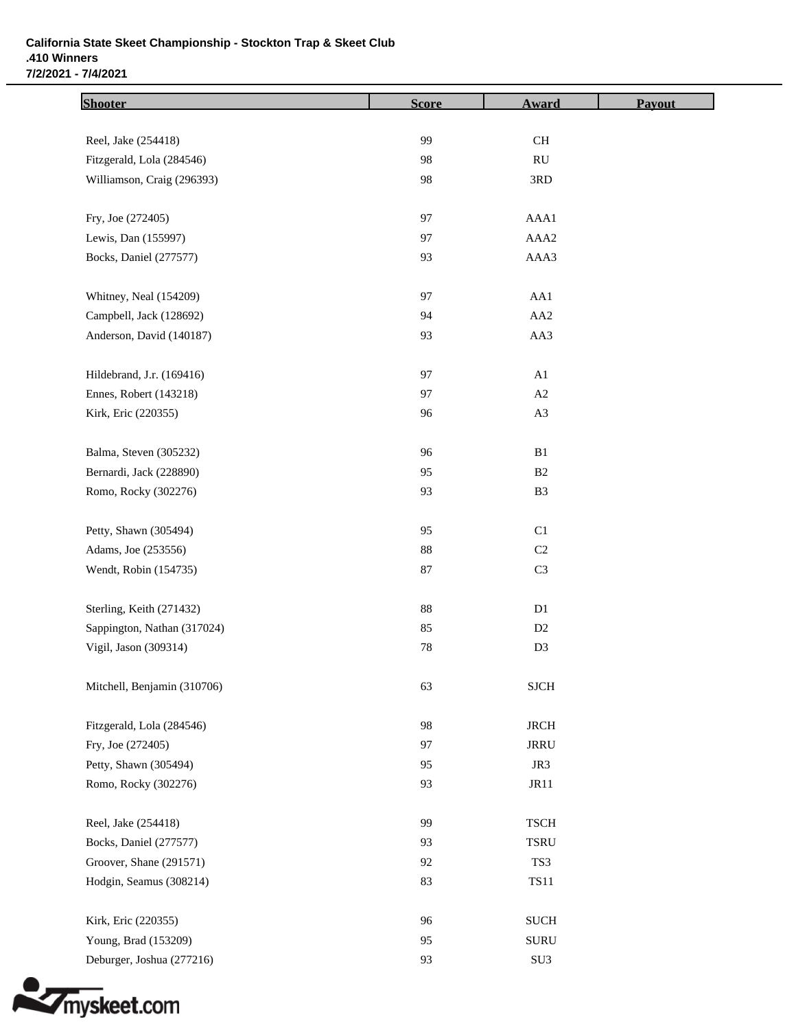**California State Skeet Championship - Stockton Trap & Skeet Club**
**.410 Winners**
**7/2/2021 - 7/4/2021**

| Shooter | Score | Award | Payout |
|---|---|---|---|
| Reel, Jake (254418) | 99 | CH | |
| Fitzgerald, Lola (284546) | 98 | RU | |
| Williamson, Craig (296393) | 98 | 3RD | |
| Fry, Joe (272405) | 97 | AAA1 | |
| Lewis, Dan (155997) | 97 | AAA2 | |
| Bocks, Daniel (277577) | 93 | AAA3 | |
| Whitney, Neal (154209) | 97 | AA1 | |
| Campbell, Jack (128692) | 94 | AA2 | |
| Anderson, David (140187) | 93 | AA3 | |
| Hildebrand, J.r. (169416) | 97 | A1 | |
| Ennes, Robert (143218) | 97 | A2 | |
| Kirk, Eric (220355) | 96 | A3 | |
| Balma, Steven (305232) | 96 | B1 | |
| Bernardi, Jack (228890) | 95 | B2 | |
| Romo, Rocky (302276) | 93 | B3 | |
| Petty, Shawn (305494) | 95 | C1 | |
| Adams, Joe (253556) | 88 | C2 | |
| Wendt, Robin (154735) | 87 | C3 | |
| Sterling, Keith (271432) | 88 | D1 | |
| Sappington, Nathan (317024) | 85 | D2 | |
| Vigil, Jason (309314) | 78 | D3 | |
| Mitchell, Benjamin (310706) | 63 | SJCH | |
| Fitzgerald, Lola (284546) | 98 | JRCH | |
| Fry, Joe (272405) | 97 | JRRU | |
| Petty, Shawn (305494) | 95 | JR3 | |
| Romo, Rocky (302276) | 93 | JR11 | |
| Reel, Jake (254418) | 99 | TSCH | |
| Bocks, Daniel (277577) | 93 | TSRU | |
| Groover, Shane (291571) | 92 | TS3 | |
| Hodgin, Seamus (308214) | 83 | TS11 | |
| Kirk, Eric (220355) | 96 | SUCH | |
| Young, Brad (153209) | 95 | SURU | |
| Deburger, Joshua (277216) | 93 | SU3 | |

myskeet.com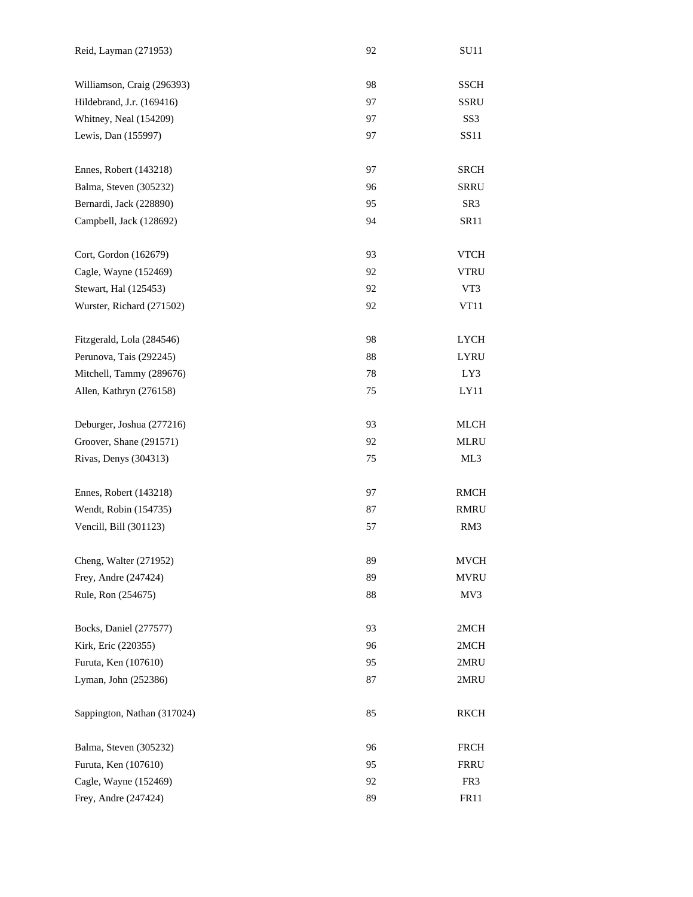| | | |
|---|---|---|
| Reid, Layman (271953) | 92 | SU11 |
| | | |
| Williamson, Craig (296393) | 98 | SSCH |
| Hildebrand, J.r. (169416) | 97 | SSRU |
| Whitney, Neal (154209) | 97 | SS3 |
| Lewis, Dan (155997) | 97 | SS11 |
| | | |
| Ennes, Robert (143218) | 97 | SRCH |
| Balma, Steven (305232) | 96 | SRRU |
| Bernardi, Jack (228890) | 95 | SR3 |
| Campbell, Jack (128692) | 94 | SR11 |
| | | |
| Cort, Gordon (162679) | 93 | VTCH |
| Cagle, Wayne (152469) | 92 | VTRU |
| Stewart, Hal (125453) | 92 | VT3 |
| Wurster, Richard (271502) | 92 | VT11 |
| | | |
| Fitzgerald, Lola (284546) | 98 | LYCH |
| Perunova, Tais (292245) | 88 | LYRU |
| Mitchell, Tammy (289676) | 78 | LY3 |
| Allen, Kathryn (276158) | 75 | LY11 |
| | | |
| Deburger, Joshua (277216) | 93 | MLCH |
| Groover, Shane (291571) | 92 | MLRU |
| Rivas, Denys (304313) | 75 | ML3 |
| | | |
| Ennes, Robert (143218) | 97 | RMCH |
| Wendt, Robin (154735) | 87 | RMRU |
| Vencill, Bill (301123) | 57 | RM3 |
| | | |
| Cheng, Walter (271952) | 89 | MVCH |
| Frey, Andre (247424) | 89 | MVRU |
| Rule, Ron (254675) | 88 | MV3 |
| | | |
| Bocks, Daniel (277577) | 93 | 2MCH |
| Kirk, Eric (220355) | 96 | 2MCH |
| Furuta, Ken (107610) | 95 | 2MRU |
| Lyman, John (252386) | 87 | 2MRU |
| | | |
| Sappington, Nathan (317024) | 85 | RKCH |
| | | |
| Balma, Steven (305232) | 96 | FRCH |
| Furuta, Ken (107610) | 95 | FRRU |
| Cagle, Wayne (152469) | 92 | FR3 |
| Frey, Andre (247424) | 89 | FR11 |